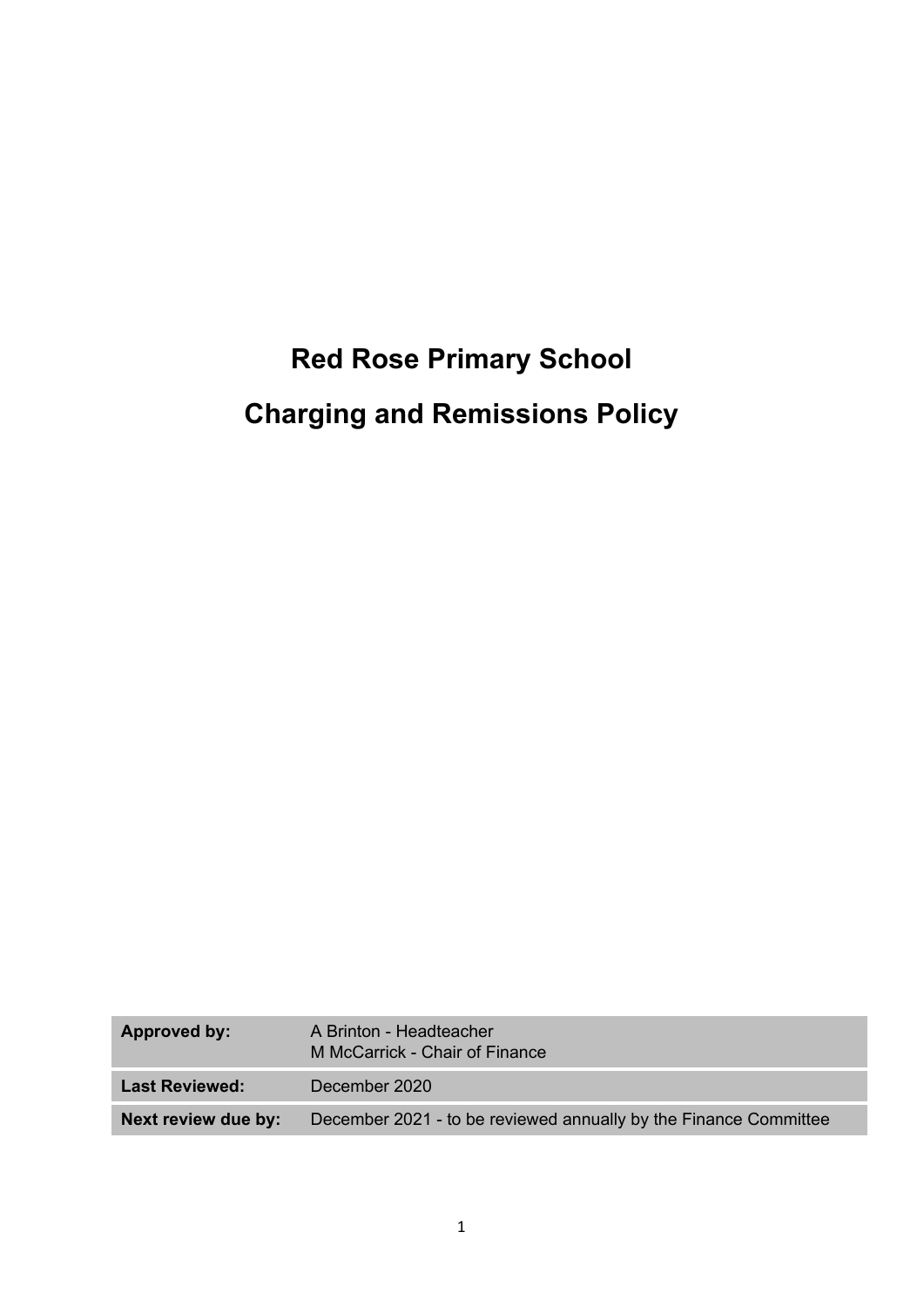# Red Rose Primary School

# Charging and Remissions Policy

| **Approved by:** | A Brinton - Headteacher<br>M McCarrick - Chair of Finance |
|---|---|
| **Last Reviewed:** | December 2020 |
| **Next review due by:** | December 2021 - to be reviewed annually by the Finance Committee |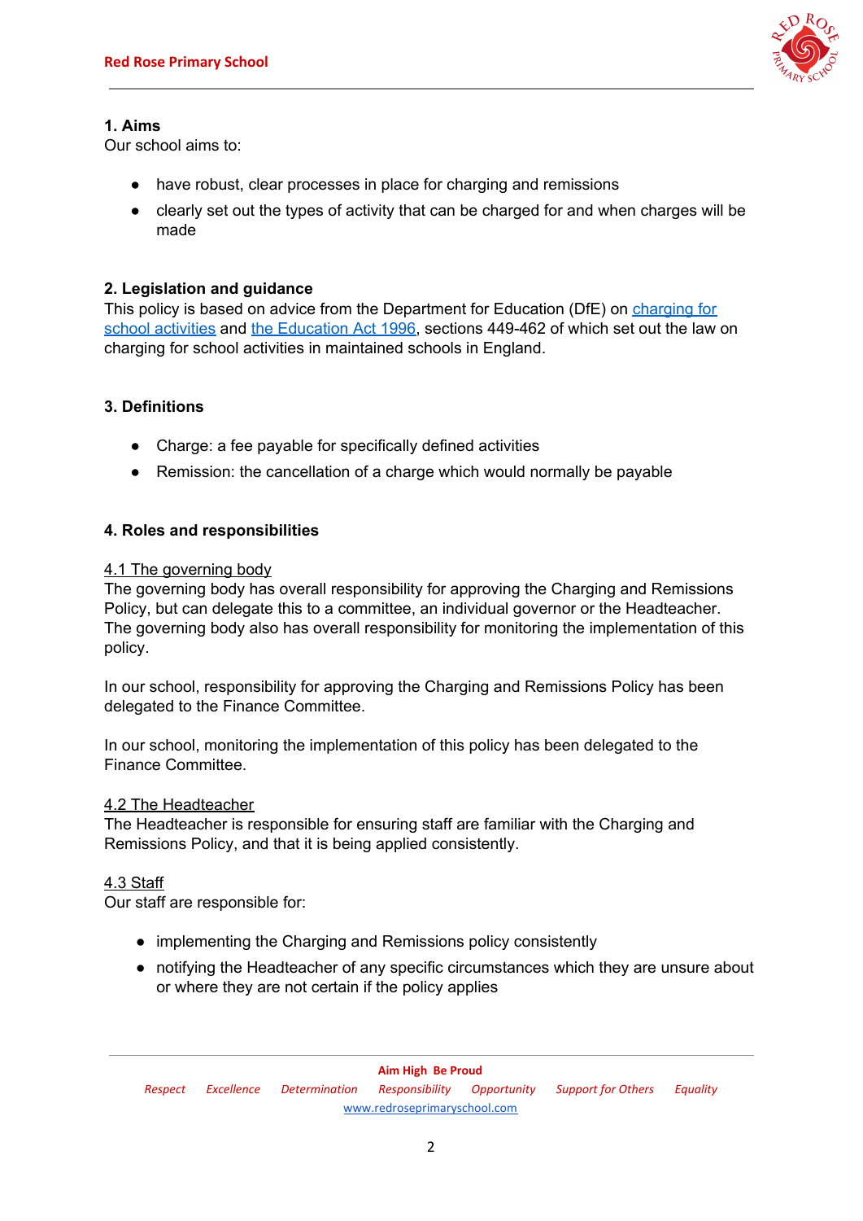## 1. Aims

Our school aims to:

- have robust, clear processes in place for charging and remissions
- clearly set out the types of activity that can be charged for and when charges will be made

## 2. Legislation and guidance

This policy is based on advice from the Department for Education (DfE) on charging for school activities and the Education Act 1996, sections 449-462 of which set out the law on charging for school activities in maintained schools in England.

## 3. Definitions

- Charge: a fee payable for specifically defined activities
- Remission: the cancellation of a charge which would normally be payable

## 4. Roles and responsibilities

### 4.1 The governing body

The governing body has overall responsibility for approving the Charging and Remissions Policy, but can delegate this to a committee, an individual governor or the Headteacher. The governing body also has overall responsibility for monitoring the implementation of this policy.

In our school, responsibility for approving the Charging and Remissions Policy has been delegated to the Finance Committee.

In our school, monitoring the implementation of this policy has been delegated to the Finance Committee.

### 4.2 The Headteacher

The Headteacher is responsible for ensuring staff are familiar with the Charging and Remissions Policy, and that it is being applied consistently.

### 4.3 Staff

Our staff are responsible for:

- implementing the Charging and Remissions policy consistently
- notifying the Headteacher of any specific circumstances which they are unsure about or where they are not certain if the policy applies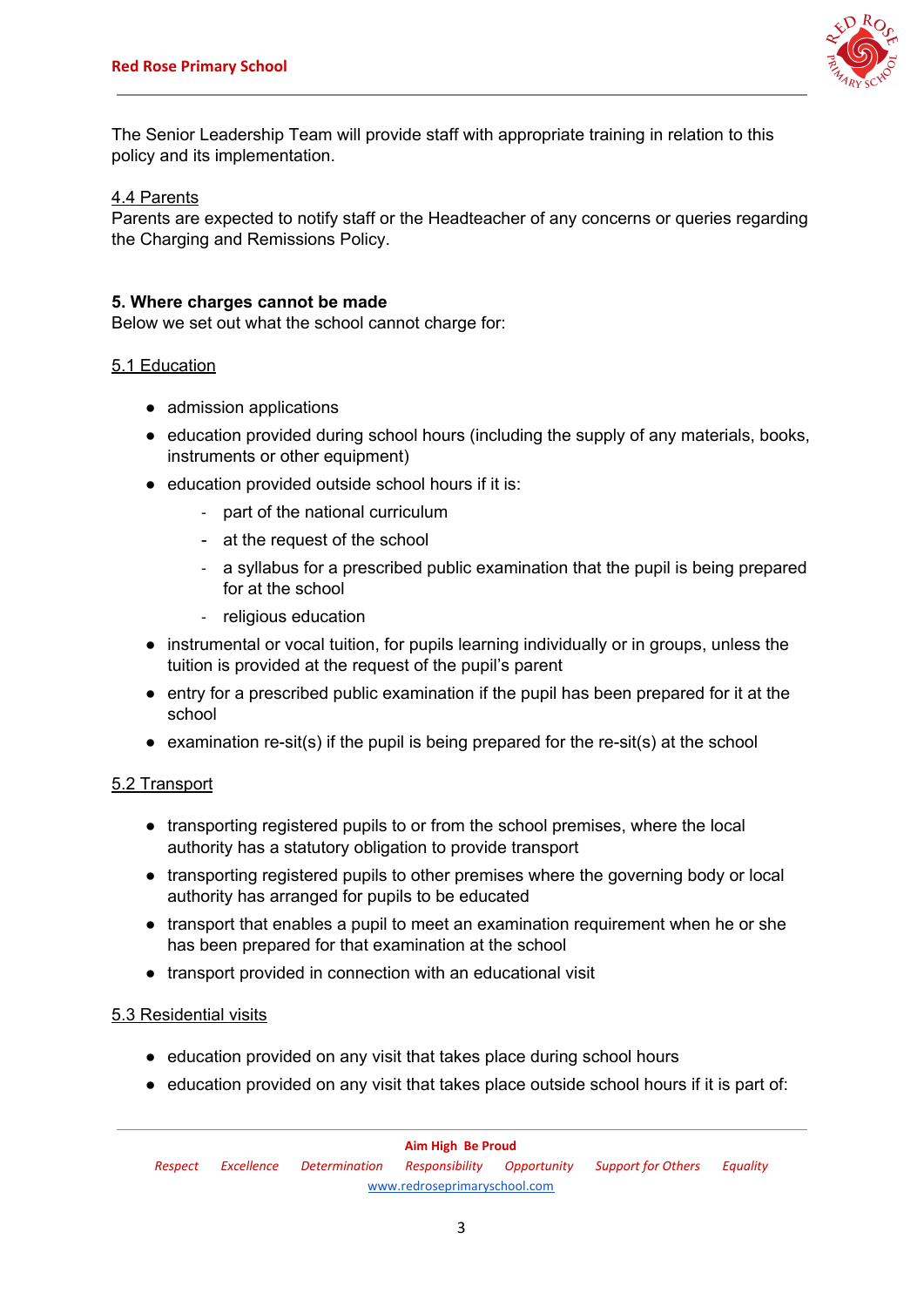The Senior Leadership Team will provide staff with appropriate training in relation to this policy and its implementation.

### 4.4 Parents

Parents are expected to notify staff or the Headteacher of any concerns or queries regarding the Charging and Remissions Policy.

## 5. Where charges cannot be made

Below we set out what the school cannot charge for:

### 5.1 Education

- admission applications
- education provided during school hours (including the supply of any materials, books, instruments or other equipment)
- education provided outside school hours if it is:
  - part of the national curriculum
  - at the request of the school
  - a syllabus for a prescribed public examination that the pupil is being prepared for at the school
  - religious education
- instrumental or vocal tuition, for pupils learning individually or in groups, unless the tuition is provided at the request of the pupil's parent
- entry for a prescribed public examination if the pupil has been prepared for it at the school
- examination re-sit(s) if the pupil is being prepared for the re-sit(s) at the school

### 5.2 Transport

- transporting registered pupils to or from the school premises, where the local authority has a statutory obligation to provide transport
- transporting registered pupils to other premises where the governing body or local authority has arranged for pupils to be educated
- transport that enables a pupil to meet an examination requirement when he or she has been prepared for that examination at the school
- transport provided in connection with an educational visit

### 5.3 Residential visits

- education provided on any visit that takes place during school hours
- education provided on any visit that takes place outside school hours if it is part of: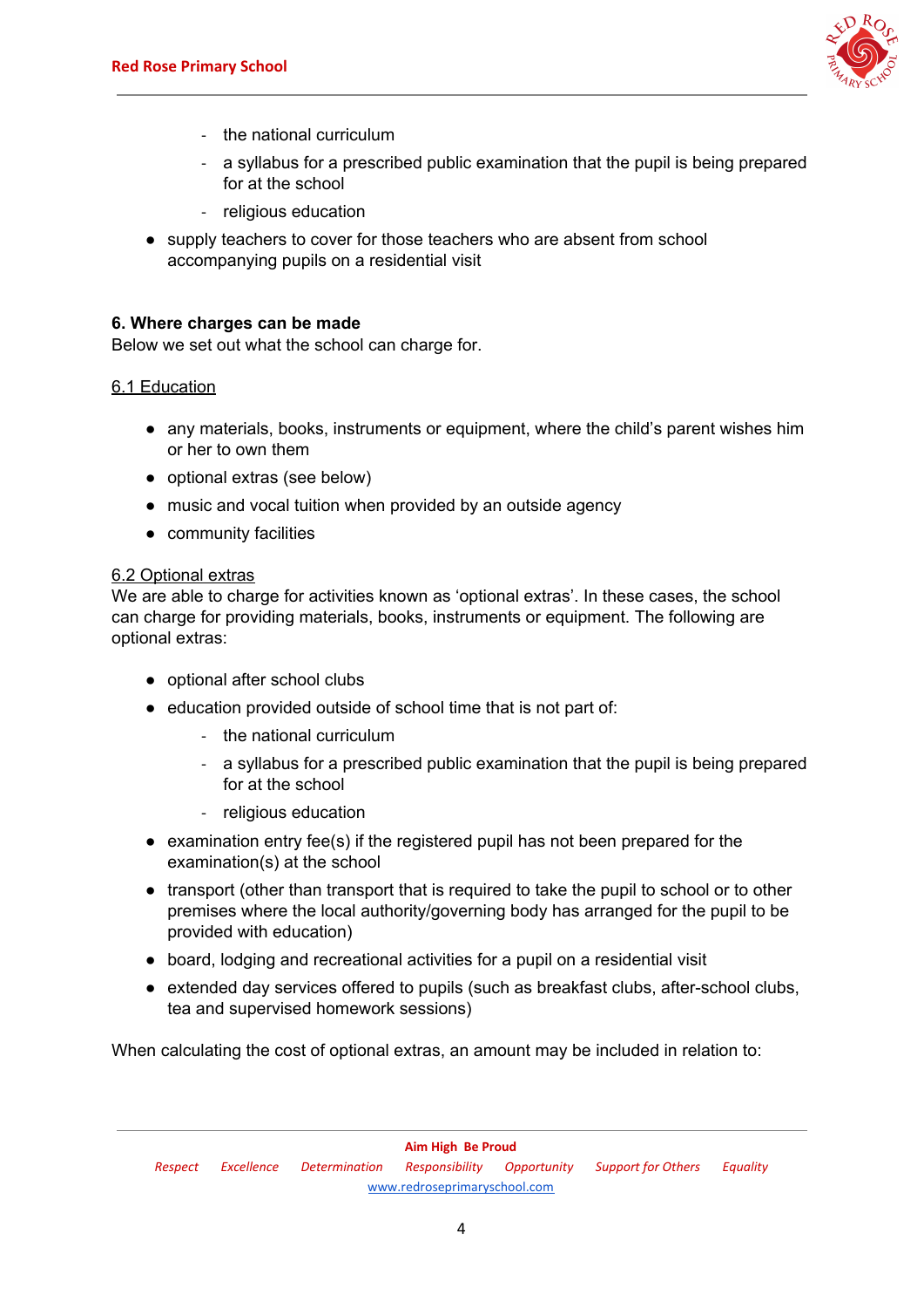- the national curriculum
  - a syllabus for a prescribed public examination that the pupil is being prepared for at the school
  - religious education
- supply teachers to cover for those teachers who are absent from school accompanying pupils on a residential visit

**6. Where charges can be made**
Below we set out what the school can charge for.

6.1 Education

- any materials, books, instruments or equipment, where the child's parent wishes him or her to own them
- optional extras (see below)
- music and vocal tuition when provided by an outside agency
- community facilities

6.2 Optional extras
We are able to charge for activities known as 'optional extras'. In these cases, the school can charge for providing materials, books, instruments or equipment. The following are optional extras:

- optional after school clubs
- education provided outside of school time that is not part of:
  - the national curriculum
  - a syllabus for a prescribed public examination that the pupil is being prepared for at the school
  - religious education
- examination entry fee(s) if the registered pupil has not been prepared for the examination(s) at the school
- transport (other than transport that is required to take the pupil to school or to other premises where the local authority/governing body has arranged for the pupil to be provided with education)
- board, lodging and recreational activities for a pupil on a residential visit
- extended day services offered to pupils (such as breakfast clubs, after-school clubs, tea and supervised homework sessions)

When calculating the cost of optional extras, an amount may be included in relation to: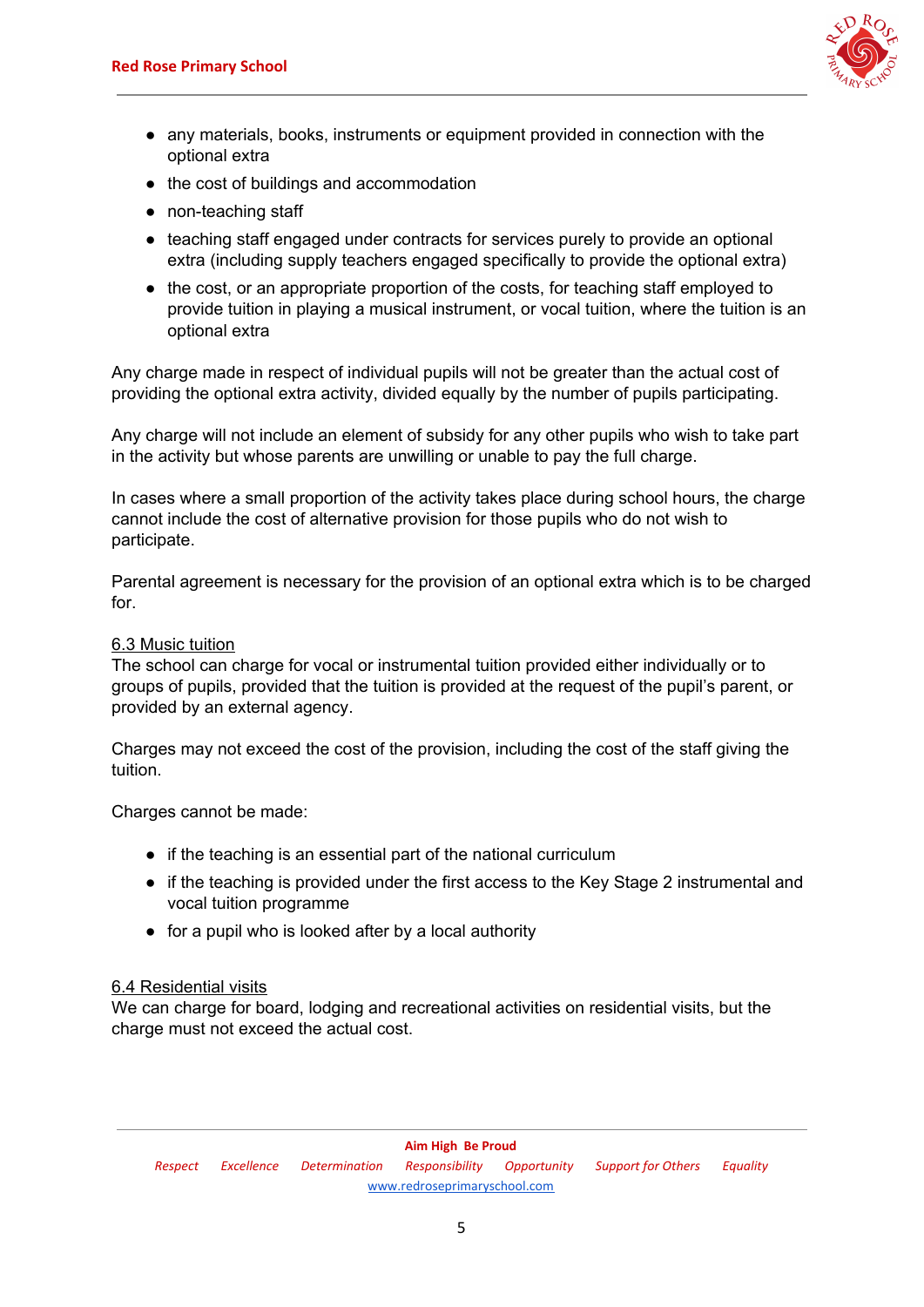- any materials, books, instruments or equipment provided in connection with the optional extra
- the cost of buildings and accommodation
- non-teaching staff
- teaching staff engaged under contracts for services purely to provide an optional extra (including supply teachers engaged specifically to provide the optional extra)
- the cost, or an appropriate proportion of the costs, for teaching staff employed to provide tuition in playing a musical instrument, or vocal tuition, where the tuition is an optional extra

Any charge made in respect of individual pupils will not be greater than the actual cost of providing the optional extra activity, divided equally by the number of pupils participating.

Any charge will not include an element of subsidy for any other pupils who wish to take part in the activity but whose parents are unwilling or unable to pay the full charge.

In cases where a small proportion of the activity takes place during school hours, the charge cannot include the cost of alternative provision for those pupils who do not wish to participate.

Parental agreement is necessary for the provision of an optional extra which is to be charged for.

### 6.3 Music tuition

The school can charge for vocal or instrumental tuition provided either individually or to groups of pupils, provided that the tuition is provided at the request of the pupil's parent, or provided by an external agency.

Charges may not exceed the cost of the provision, including the cost of the staff giving the tuition.

Charges cannot be made:

- if the teaching is an essential part of the national curriculum
- if the teaching is provided under the first access to the Key Stage 2 instrumental and vocal tuition programme
- for a pupil who is looked after by a local authority

### 6.4 Residential visits

We can charge for board, lodging and recreational activities on residential visits, but the charge must not exceed the actual cost.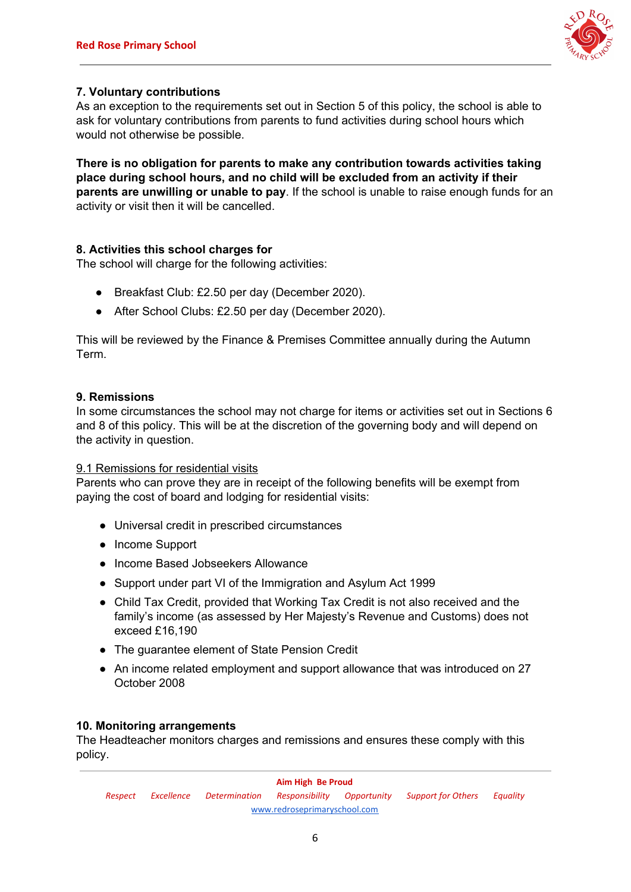### 7. Voluntary contributions

As an exception to the requirements set out in Section 5 of this policy, the school is able to ask for voluntary contributions from parents to fund activities during school hours which would not otherwise be possible.

**There is no obligation for parents to make any contribution towards activities taking place during school hours, and no child will be excluded from an activity if their parents are unwilling or unable to pay**. If the school is unable to raise enough funds for an activity or visit then it will be cancelled.

### 8. Activities this school charges for

The school will charge for the following activities:

- Breakfast Club: £2.50 per day (December 2020).
- After School Clubs: £2.50 per day (December 2020).

This will be reviewed by the Finance & Premises Committee annually during the Autumn Term.

### 9. Remissions

In some circumstances the school may not charge for items or activities set out in Sections 6 and 8 of this policy. This will be at the discretion of the governing body and will depend on the activity in question.

#### 9.1 Remissions for residential visits

Parents who can prove they are in receipt of the following benefits will be exempt from paying the cost of board and lodging for residential visits:

- Universal credit in prescribed circumstances
- Income Support
- Income Based Jobseekers Allowance
- Support under part VI of the Immigration and Asylum Act 1999
- Child Tax Credit, provided that Working Tax Credit is not also received and the family's income (as assessed by Her Majesty's Revenue and Customs) does not exceed £16,190
- The guarantee element of State Pension Credit
- An income related employment and support allowance that was introduced on 27 October 2008

### 10. Monitoring arrangements

The Headteacher monitors charges and remissions and ensures these comply with this policy.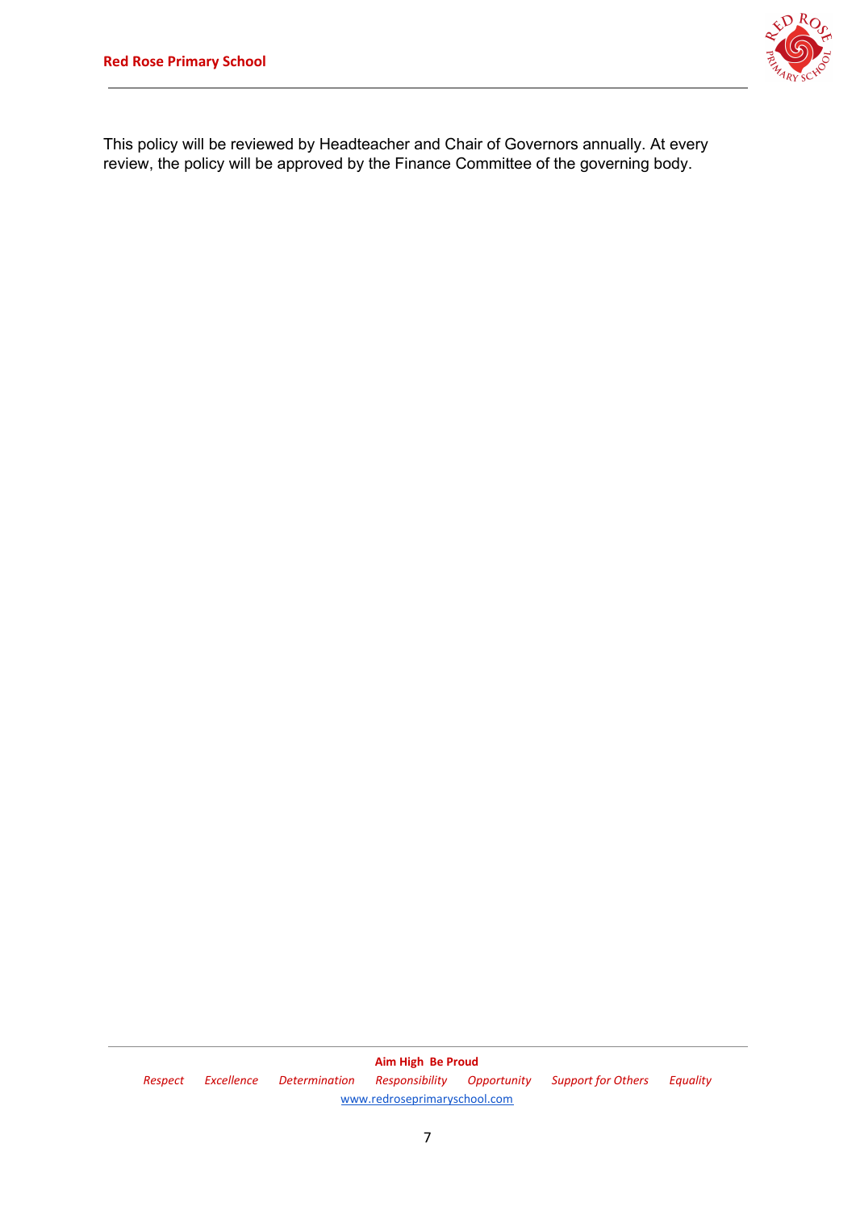This policy will be reviewed by Headteacher and Chair of Governors annually. At every review, the policy will be approved by the Finance Committee of the governing body.